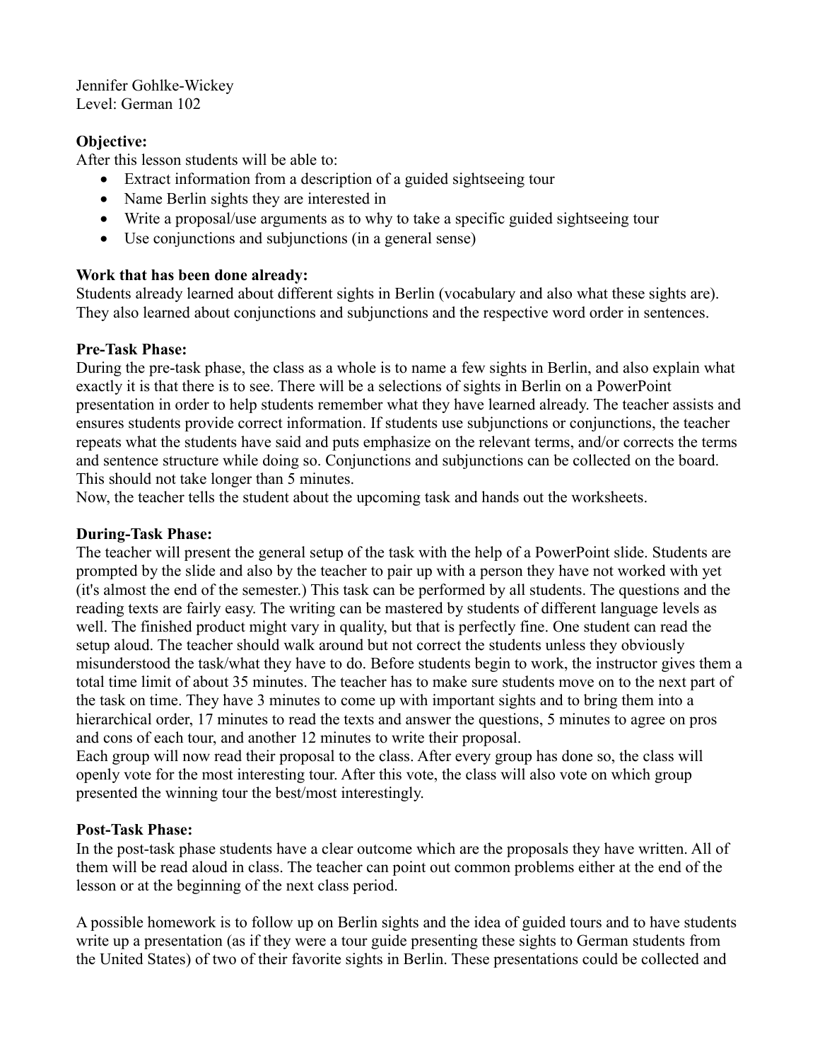Jennifer Gohlke-Wickey
Level: German 102

**Objective:**
After this lesson students will be able to:

- Extract information from a description of a guided sightseeing tour
- Name Berlin sights they are interested in
- Write a proposal/use arguments as to why to take a specific guided sightseeing tour
- Use conjunctions and subjunctions (in a general sense)

**Work that has been done already:**
Students already learned about different sights in Berlin (vocabulary and also what these sights are). They also learned about conjunctions and subjunctions and the respective word order in sentences.

**Pre-Task Phase:**
During the pre-task phase, the class as a whole is to name a few sights in Berlin, and also explain what exactly it is that there is to see. There will be a selections of sights in Berlin on a PowerPoint presentation in order to help students remember what they have learned already. The teacher assists and ensures students provide correct information. If students use subjunctions or conjunctions, the teacher repeats what the students have said and puts emphasize on the relevant terms, and/or corrects the terms and sentence structure while doing so. Conjunctions and subjunctions can be collected on the board. This should not take longer than 5 minutes.
Now, the teacher tells the student about the upcoming task and hands out the worksheets.

**During-Task Phase:**
The teacher will present the general setup of the task with the help of a PowerPoint slide. Students are prompted by the slide and also by the teacher to pair up with a person they have not worked with yet (it's almost the end of the semester.) This task can be performed by all students. The questions and the reading texts are fairly easy. The writing can be mastered by students of different language levels as well. The finished product might vary in quality, but that is perfectly fine. One student can read the setup aloud. The teacher should walk around but not correct the students unless they obviously misunderstood the task/what they have to do. Before students begin to work, the instructor gives them a total time limit of about 35 minutes. The teacher has to make sure students move on to the next part of the task on time. They have 3 minutes to come up with important sights and to bring them into a hierarchical order, 17 minutes to read the texts and answer the questions, 5 minutes to agree on pros and cons of each tour, and another 12 minutes to write their proposal.
Each group will now read their proposal to the class. After every group has done so, the class will openly vote for the most interesting tour. After this vote, the class will also vote on which group presented the winning tour the best/most interestingly.

**Post-Task Phase:**
In the post-task phase students have a clear outcome which are the proposals they have written. All of them will be read aloud in class. The teacher can point out common problems either at the end of the lesson or at the beginning of the next class period.

A possible homework is to follow up on Berlin sights and the idea of guided tours and to have students write up a presentation (as if they were a tour guide presenting these sights to German students from the United States) of two of their favorite sights in Berlin. These presentations could be collected and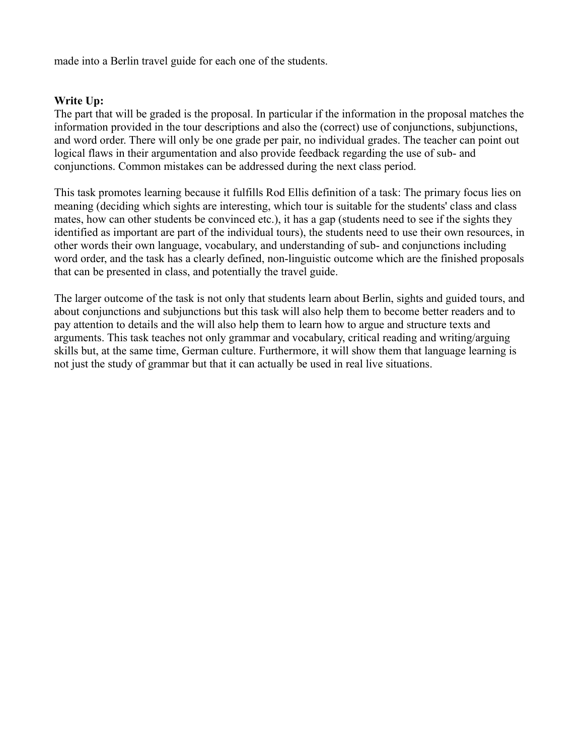made into a Berlin travel guide for each one of the students.

**Write Up:**
The part that will be graded is the proposal. In particular if the information in the proposal matches the information provided in the tour descriptions and also the (correct) use of conjunctions, subjunctions, and word order. There will only be one grade per pair, no individual grades. The teacher can point out logical flaws in their argumentation and also provide feedback regarding the use of sub- and conjunctions. Common mistakes can be addressed during the next class period.

This task promotes learning because it fulfills Rod Ellis definition of a task: The primary focus lies on meaning (deciding which sights are interesting, which tour is suitable for the students' class and class mates, how can other students be convinced etc.), it has a gap (students need to see if the sights they identified as important are part of the individual tours), the students need to use their own resources, in other words their own language, vocabulary, and understanding of sub- and conjunctions including word order, and the task has a clearly defined, non-linguistic outcome which are the finished proposals that can be presented in class, and potentially the travel guide.

The larger outcome of the task is not only that students learn about Berlin, sights and guided tours, and about conjunctions and subjunctions but this task will also help them to become better readers and to pay attention to details and the will also help them to learn how to argue and structure texts and arguments. This task teaches not only grammar and vocabulary, critical reading and writing/arguing skills but, at the same time, German culture. Furthermore, it will show them that language learning is not just the study of grammar but that it can actually be used in real live situations.